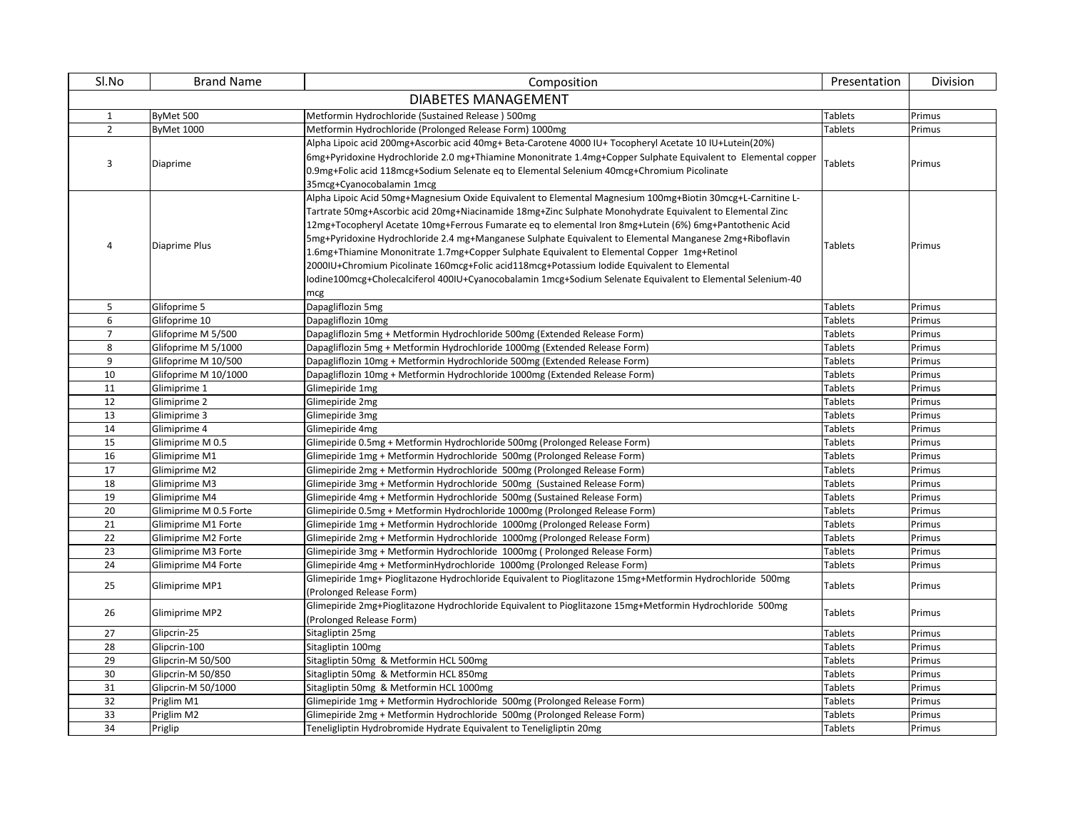| Sl.No | Brand Name | Composition | Presentation | Division |
|---|---|---|---|---|
| DIABETES MANAGEMENT | | | | |
| 1 | ByMet 500 | Metformin Hydrochloride (Sustained Release ) 500mg | Tablets | Primus |
| 2 | ByMet 1000 | Metformin Hydrochloride (Prolonged Release Form) 1000mg | Tablets | Primus |
| 3 | Diaprime | Alpha Lipoic acid 200mg+Ascorbic acid 40mg+ Beta-Carotene 4000 IU+ Tocopheryl Acetate 10 IU+Lutein(20%) 6mg+Pyridoxine Hydrochloride 2.0 mg+Thiamine Mononitrate 1.4mg+Copper Sulphate Equivalent to Elemental copper 0.9mg+Folic acid 118mcg+Sodium Selenate eq to Elemental Selenium 40mcg+Chromium Picolinate 35mcg+Cyanocobalamin 1mcg | Tablets | Primus |
| 4 | Diaprime Plus | Alpha Lipoic Acid 50mg+Magnesium Oxide Equivalent to Elemental Magnesium 100mg+Biotin 30mcg+L-Carnitine L-Tartrate 50mg+Ascorbic acid 20mg+Niacinamide 18mg+Zinc Sulphate Monohydrate Equivalent to Elemental Zinc 12mg+Tocopheryl Acetate 10mg+Ferrous Fumarate eq to elemental Iron 8mg+Lutein (6%) 6mg+Pantothenic Acid 5mg+Pyridoxine Hydrochloride 2.4 mg+Manganese Sulphate Equivalent to Elemental Manganese 2mg+Riboflavin 1.6mg+Thiamine Mononitrate 1.7mg+Copper Sulphate Equivalent to Elemental Copper 1mg+Retinol 2000IU+Chromium Picolinate 160mcg+Folic acid118mcg+Potassium Iodide Equivalent to Elemental Iodine100mcg+Cholecalciferol 400IU+Cyanocobalamin 1mcg+Sodium Selenate Equivalent to Elemental Selenium-40 mcg | Tablets | Primus |
| 5 | Glifoprime 5 | Dapagliflozin 5mg | Tablets | Primus |
| 6 | Glifoprime 10 | Dapagliflozin 10mg | Tablets | Primus |
| 7 | Glifoprime M 5/500 | Dapagliflozin 5mg + Metformin Hydrochloride 500mg (Extended Release Form) | Tablets | Primus |
| 8 | Glifoprime M 5/1000 | Dapagliflozin 5mg + Metformin Hydrochloride 1000mg (Extended Release Form) | Tablets | Primus |
| 9 | Glifoprime M 10/500 | Dapagliflozin 10mg + Metformin Hydrochloride 500mg (Extended Release Form) | Tablets | Primus |
| 10 | Glifoprime M 10/1000 | Dapagliflozin 10mg + Metformin Hydrochloride 1000mg (Extended Release Form) | Tablets | Primus |
| 11 | Glimiprime 1 | Glimepiride 1mg | Tablets | Primus |
| 12 | Glimiprime 2 | Glimepiride 2mg | Tablets | Primus |
| 13 | Glimiprime 3 | Glimepiride 3mg | Tablets | Primus |
| 14 | Glimiprime 4 | Glimepiride 4mg | Tablets | Primus |
| 15 | Glimiprime M 0.5 | Glimepiride 0.5mg + Metformin Hydrochloride 500mg (Prolonged Release Form) | Tablets | Primus |
| 16 | Glimiprime M1 | Glimepiride 1mg + Metformin Hydrochloride 500mg (Prolonged Release Form) | Tablets | Primus |
| 17 | Glimiprime M2 | Glimepiride 2mg + Metformin Hydrochloride 500mg (Prolonged Release Form) | Tablets | Primus |
| 18 | Glimiprime M3 | Glimepiride 3mg + Metformin Hydrochloride 500mg (Sustained Release Form) | Tablets | Primus |
| 19 | Glimiprime M4 | Glimepiride 4mg + Metformin Hydrochloride 500mg (Sustained Release Form) | Tablets | Primus |
| 20 | Glimiprime M 0.5 Forte | Glimepiride 0.5mg + Metformin Hydrochloride 1000mg (Prolonged Release Form) | Tablets | Primus |
| 21 | Glimiprime M1 Forte | Glimepiride 1mg + Metformin Hydrochloride 1000mg (Prolonged Release Form) | Tablets | Primus |
| 22 | Glimiprime M2 Forte | Glimepiride 2mg + Metformin Hydrochloride 1000mg (Prolonged Release Form) | Tablets | Primus |
| 23 | Glimiprime M3 Forte | Glimepiride 3mg + Metformin Hydrochloride 1000mg ( Prolonged Release Form) | Tablets | Primus |
| 24 | Glimiprime M4 Forte | Glimepiride 4mg + MetforminHydrochloride 1000mg (Prolonged Release Form) | Tablets | Primus |
| 25 | Glimiprime MP1 | Glimepiride 1mg+ Pioglitazone Hydrochloride Equivalent to Pioglitazone 15mg+Metformin Hydrochloride 500mg (Prolonged Release Form) | Tablets | Primus |
| 26 | Glimiprime MP2 | Glimepiride 2mg+Pioglitazone Hydrochloride Equivalent to Pioglitazone 15mg+Metformin Hydrochloride 500mg (Prolonged Release Form) | Tablets | Primus |
| 27 | Glipcrin-25 | Sitagliptin 25mg | Tablets | Primus |
| 28 | Glipcrin-100 | Sitagliptin 100mg | Tablets | Primus |
| 29 | Glipcrin-M 50/500 | Sitagliptin 50mg & Metformin HCL 500mg | Tablets | Primus |
| 30 | Glipcrin-M 50/850 | Sitagliptin 50mg & Metformin HCL 850mg | Tablets | Primus |
| 31 | Glipcrin-M 50/1000 | Sitagliptin 50mg & Metformin HCL 1000mg | Tablets | Primus |
| 32 | Priglim M1 | Glimepiride 1mg + Metformin Hydrochloride 500mg (Prolonged Release Form) | Tablets | Primus |
| 33 | Priglim M2 | Glimepiride 2mg + Metformin Hydrochloride 500mg (Prolonged Release Form) | Tablets | Primus |
| 34 | Priglip | Teneligliptin Hydrobromide Hydrate Equivalent to Teneligliptin 20mg | Tablets | Primus |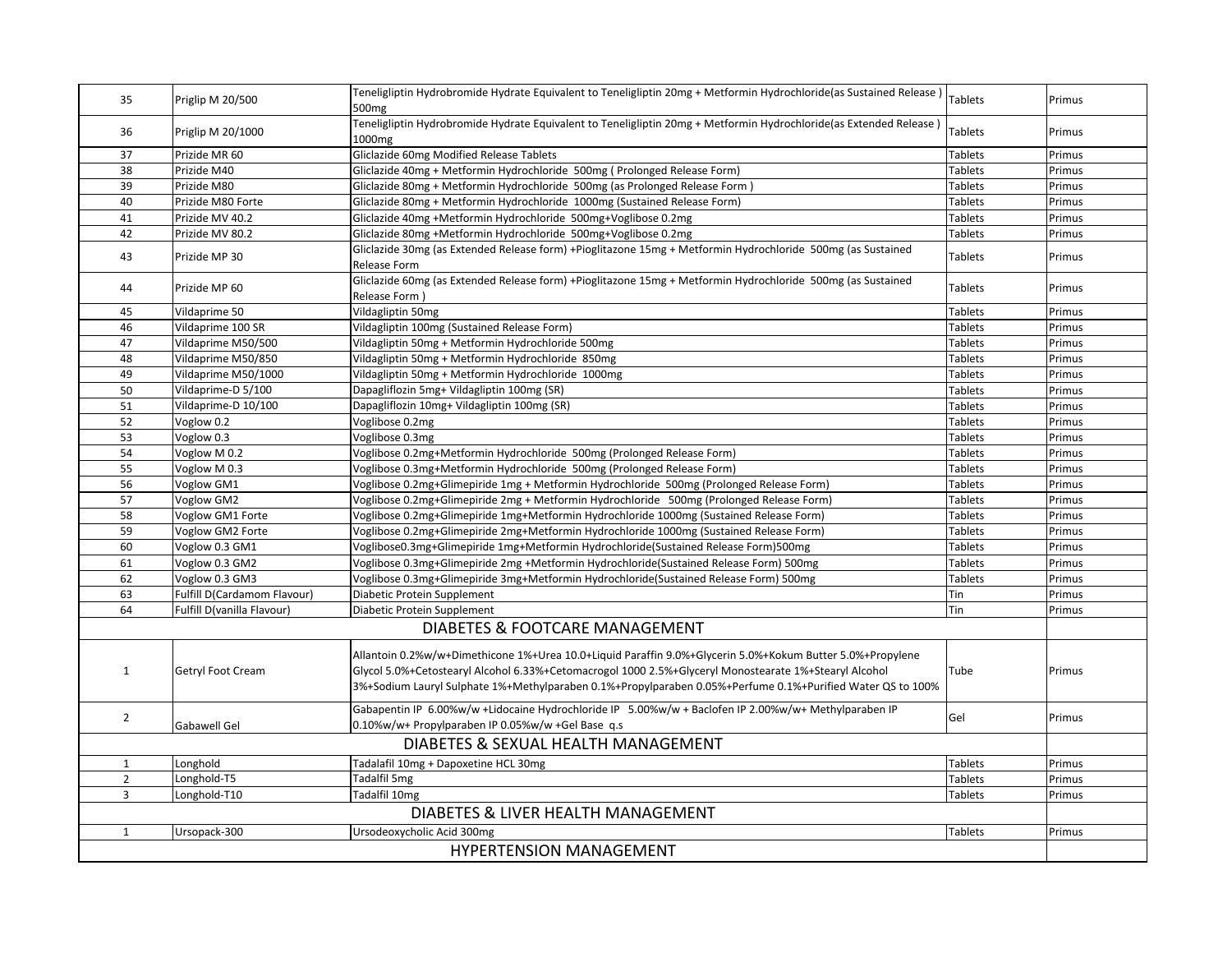| | | | | |
|---|---|---|---|---|
| 35 | Priglip M 20/500 | Teneligliptin Hydrobromide Hydrate Equivalent to Teneligliptin 20mg + Metformin Hydrochloride(as Sustained Release ) 500mg | Tablets | Primus |
| 36 | Priglip M 20/1000 | Teneligliptin Hydrobromide Hydrate Equivalent to Teneligliptin 20mg + Metformin Hydrochloride(as Extended Release ) 1000mg | Tablets | Primus |
| 37 | Prizide MR 60 | Gliclazide 60mg Modified Release Tablets | Tablets | Primus |
| 38 | Prizide M40 | Gliclazide 40mg + Metformin Hydrochloride 500mg ( Prolonged Release Form) | Tablets | Primus |
| 39 | Prizide M80 | Gliclazide 80mg + Metformin Hydrochloride 500mg (as Prolonged Release Form ) | Tablets | Primus |
| 40 | Prizide M80 Forte | Gliclazide 80mg + Metformin Hydrochloride 1000mg (Sustained Release Form) | Tablets | Primus |
| 41 | Prizide MV 40.2 | Gliclazide 40mg +Metformin Hydrochloride 500mg+Voglibose 0.2mg | Tablets | Primus |
| 42 | Prizide MV 80.2 | Gliclazide 80mg +Metformin Hydrochloride 500mg+Voglibose 0.2mg | Tablets | Primus |
| 43 | Prizide MP 30 | Gliclazide 30mg (as Extended Release form) +Pioglitazone 15mg + Metformin Hydrochloride 500mg (as Sustained Release Form | Tablets | Primus |
| 44 | Prizide MP 60 | Gliclazide 60mg (as Extended Release form) +Pioglitazone 15mg + Metformin Hydrochloride 500mg (as Sustained Release Form ) | Tablets | Primus |
| 45 | Vildaprime 50 | Vildagliptin 50mg | Tablets | Primus |
| 46 | Vildaprime 100 SR | Vildagliptin 100mg (Sustained Release Form) | Tablets | Primus |
| 47 | Vildaprime M50/500 | Vildagliptin 50mg + Metformin Hydrochloride 500mg | Tablets | Primus |
| 48 | Vildaprime M50/850 | Vildagliptin 50mg + Metformin Hydrochloride 850mg | Tablets | Primus |
| 49 | Vildaprime M50/1000 | Vildagliptin 50mg + Metformin Hydrochloride 1000mg | Tablets | Primus |
| 50 | Vildaprime-D 5/100 | Dapagliflozin 5mg+ Vildagliptin 100mg (SR) | Tablets | Primus |
| 51 | Vildaprime-D 10/100 | Dapagliflozin 10mg+ Vildagliptin 100mg (SR) | Tablets | Primus |
| 52 | Voglow 0.2 | Voglibose 0.2mg | Tablets | Primus |
| 53 | Voglow 0.3 | Voglibose 0.3mg | Tablets | Primus |
| 54 | Voglow M 0.2 | Voglibose 0.2mg+Metformin Hydrochloride 500mg (Prolonged Release Form) | Tablets | Primus |
| 55 | Voglow M 0.3 | Voglibose 0.3mg+Metformin Hydrochloride 500mg (Prolonged Release Form) | Tablets | Primus |
| 56 | Voglow GM1 | Voglibose 0.2mg+Glimepiride 1mg + Metformin Hydrochloride 500mg (Prolonged Release Form) | Tablets | Primus |
| 57 | Voglow GM2 | Voglibose 0.2mg+Glimepiride 2mg + Metformin Hydrochloride 500mg (Prolonged Release Form) | Tablets | Primus |
| 58 | Voglow GM1 Forte | Voglibose 0.2mg+Glimepiride 1mg+Metformin Hydrochloride 1000mg (Sustained Release Form) | Tablets | Primus |
| 59 | Voglow GM2 Forte | Voglibose 0.2mg+Glimepiride 2mg+Metformin Hydrochloride 1000mg (Sustained Release Form) | Tablets | Primus |
| 60 | Voglow 0.3 GM1 | Voglibose0.3mg+Glimepiride 1mg+Metformin Hydrochloride(Sustained Release Form)500mg | Tablets | Primus |
| 61 | Voglow 0.3 GM2 | Voglibose 0.3mg+Glimepiride 2mg +Metformin Hydrochloride(Sustained Release Form) 500mg | Tablets | Primus |
| 62 | Voglow 0.3 GM3 | Voglibose 0.3mg+Glimepiride 3mg+Metformin Hydrochloride(Sustained Release Form) 500mg | Tablets | Primus |
| 63 | Fulfill D(Cardamom Flavour) | Diabetic Protein Supplement | Tin | Primus |
| 64 | Fulfill D(vanilla Flavour) | Diabetic Protein Supplement | Tin | Primus |
| | | **DIABETES & FOOTCARE MANAGEMENT** | | |
| 1 | Getryl Foot Cream | Allantoin 0.2%w/w+Dimethicone 1%+Urea 10.0+Liquid Paraffin 9.0%+Glycerin 5.0%+Kokum Butter 5.0%+Propylene Glycol 5.0%+Cetostearyl Alcohol 6.33%+Cetomacrogol 1000 2.5%+Glyceryl Monostearate 1%+Stearyl Alcohol 3%+Sodium Lauryl Sulphate 1%+Methylparaben 0.1%+Propylparaben 0.05%+Perfume 0.1%+Purified Water QS to 100% | Tube | Primus |
| 2 | Gabawell Gel | Gabapentin IP 6.00%w/w +Lidocaine Hydrochloride IP 5.00%w/w + Baclofen IP 2.00%w/w+ Methylparaben IP 0.10%w/w+ Propylparaben IP 0.05%w/w +Gel Base q.s | Gel | Primus |
| | | **DIABETES & SEXUAL HEALTH MANAGEMENT** | | |
| 1 | Longhold | Tadalafil 10mg + Dapoxetine HCL 30mg | Tablets | Primus |
| 2 | Longhold-T5 | Tadalfil 5mg | Tablets | Primus |
| 3 | Longhold-T10 | Tadalfil 10mg | Tablets | Primus |
| | | **DIABETES & LIVER HEALTH MANAGEMENT** | | |
| 1 | Ursopack-300 | Ursodeoxycholic Acid 300mg | Tablets | Primus |
| | | **HYPERTENSION MANAGEMENT** | | |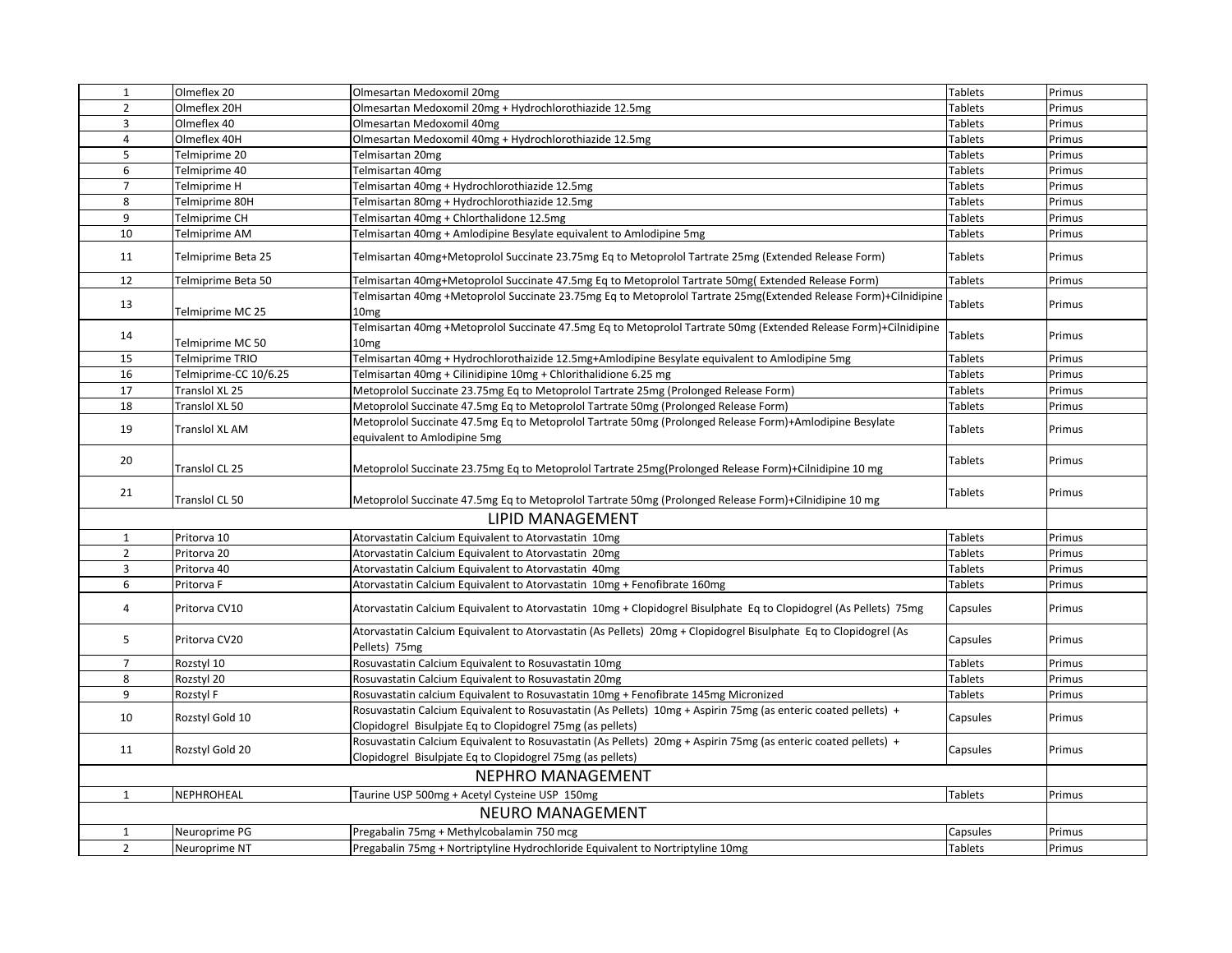| | | | | |
|---|---|---|---|---|
| 1 | Olmeflex 20 | Olmesartan Medoxomil 20mg | Tablets | Primus |
| 2 | Olmeflex 20H | Olmesartan Medoxomil 20mg + Hydrochlorothiazide 12.5mg | Tablets | Primus |
| 3 | Olmeflex 40 | Olmesartan Medoxomil 40mg | Tablets | Primus |
| 4 | Olmeflex 40H | Olmesartan Medoxomil 40mg + Hydrochlorothiazide 12.5mg | Tablets | Primus |
| 5 | Telmiprime 20 | Telmisartan 20mg | Tablets | Primus |
| 6 | Telmiprime 40 | Telmisartan 40mg | Tablets | Primus |
| 7 | Telmiprime H | Telmisartan 40mg + Hydrochlorothiazide 12.5mg | Tablets | Primus |
| 8 | Telmiprime 80H | Telmisartan 80mg + Hydrochlorothiazide 12.5mg | Tablets | Primus |
| 9 | Telmiprime CH | Telmisartan 40mg + Chlorthalidone 12.5mg | Tablets | Primus |
| 10 | Telmiprime AM | Telmisartan 40mg + Amlodipine Besylate equivalent to Amlodipine 5mg | Tablets | Primus |
| 11 | Telmiprime Beta 25 | Telmisartan 40mg+Metoprolol Succinate 23.75mg Eq to Metoprolol Tartrate 25mg (Extended Release Form) | Tablets | Primus |
| 12 | Telmiprime Beta 50 | Telmisartan 40mg+Metoprolol Succinate 47.5mg Eq to Metoprolol Tartrate 50mg( Extended Release Form) | Tablets | Primus |
| 13 | Telmiprime MC 25 | Telmisartan 40mg +Metoprolol Succinate 23.75mg Eq to Metoprolol Tartrate 25mg(Extended Release Form)+Cilnidipine 10mg | Tablets | Primus |
| 14 | Telmiprime MC 50 | Telmisartan 40mg +Metoprolol Succinate 47.5mg Eq to Metoprolol Tartrate 50mg (Extended Release Form)+Cilnidipine 10mg | Tablets | Primus |
| 15 | Telmiprime TRIO | Telmisartan 40mg + Hydrochlorothaizide 12.5mg+Amlodipine Besylate equivalent to Amlodipine 5mg | Tablets | Primus |
| 16 | Telmiprime-CC 10/6.25 | Telmisartan 40mg + Cilinidipine 10mg + Chlorithalidione 6.25 mg | Tablets | Primus |
| 17 | Translol XL 25 | Metoprolol Succinate 23.75mg Eq to Metoprolol Tartrate 25mg (Prolonged Release Form) | Tablets | Primus |
| 18 | Translol XL 50 | Metoprolol Succinate 47.5mg Eq to Metoprolol Tartrate 50mg (Prolonged Release Form) | Tablets | Primus |
| 19 | Translol XL AM | Metoprolol Succinate 47.5mg Eq to Metoprolol Tartrate 50mg (Prolonged Release Form)+Amlodipine Besylate equivalent to Amlodipine 5mg | Tablets | Primus |
| 20 | Translol CL 25 | Metoprolol Succinate 23.75mg Eq to Metoprolol Tartrate 25mg(Prolonged Release Form)+Cilnidipine 10 mg | Tablets | Primus |
| 21 | Translol CL 50 | Metoprolol Succinate 47.5mg Eq to Metoprolol Tartrate 50mg (Prolonged Release Form)+Cilnidipine 10 mg | Tablets | Primus |
| | | LIPID MANAGEMENT | | |
| 1 | Pritorva 10 | Atorvastatin Calcium Equivalent to Atorvastatin 10mg | Tablets | Primus |
| 2 | Pritorva 20 | Atorvastatin Calcium Equivalent to Atorvastatin 20mg | Tablets | Primus |
| 3 | Pritorva 40 | Atorvastatin Calcium Equivalent to Atorvastatin 40mg | Tablets | Primus |
| 6 | Pritorva F | Atorvastatin Calcium Equivalent to Atorvastatin 10mg + Fenofibrate 160mg | Tablets | Primus |
| 4 | Pritorva CV10 | Atorvastatin Calcium Equivalent to Atorvastatin 10mg + Clopidogrel Bisulphate Eq to Clopidogrel (As Pellets) 75mg | Capsules | Primus |
| 5 | Pritorva CV20 | Atorvastatin Calcium Equivalent to Atorvastatin (As Pellets) 20mg + Clopidogrel Bisulphate Eq to Clopidogrel (As Pellets) 75mg | Capsules | Primus |
| 7 | Rozstyl 10 | Rosuvastatin Calcium Equivalent to Rosuvastatin 10mg | Tablets | Primus |
| 8 | Rozstyl 20 | Rosuvastatin Calcium Equivalent to Rosuvastatin 20mg | Tablets | Primus |
| 9 | Rozstyl F | Rosuvastatin calcium Equivalent to Rosuvastatin 10mg + Fenofibrate 145mg Micronized | Tablets | Primus |
| 10 | Rozstyl Gold 10 | Rosuvastatin Calcium Equivalent to Rosuvastatin (As Pellets) 10mg + Aspirin 75mg (as enteric coated pellets) + Clopidogrel Bisulpjate Eq to Clopidogrel 75mg (as pellets) | Capsules | Primus |
| 11 | Rozstyl Gold 20 | Rosuvastatin Calcium Equivalent to Rosuvastatin (As Pellets) 20mg + Aspirin 75mg (as enteric coated pellets) + Clopidogrel Bisulpjate Eq to Clopidogrel 75mg (as pellets) | Capsules | Primus |
| | | NEPHRO MANAGEMENT | | |
| 1 | NEPHROHEAL | Taurine USP 500mg + Acetyl Cysteine USP 150mg | Tablets | Primus |
| | | NEURO MANAGEMENT | | |
| 1 | Neuroprime PG | Pregabalin 75mg + Methylcobalamin 750 mcg | Capsules | Primus |
| 2 | Neuroprime NT | Pregabalin 75mg + Nortriptyline Hydrochloride Equivalent to Nortriptyline 10mg | Tablets | Primus |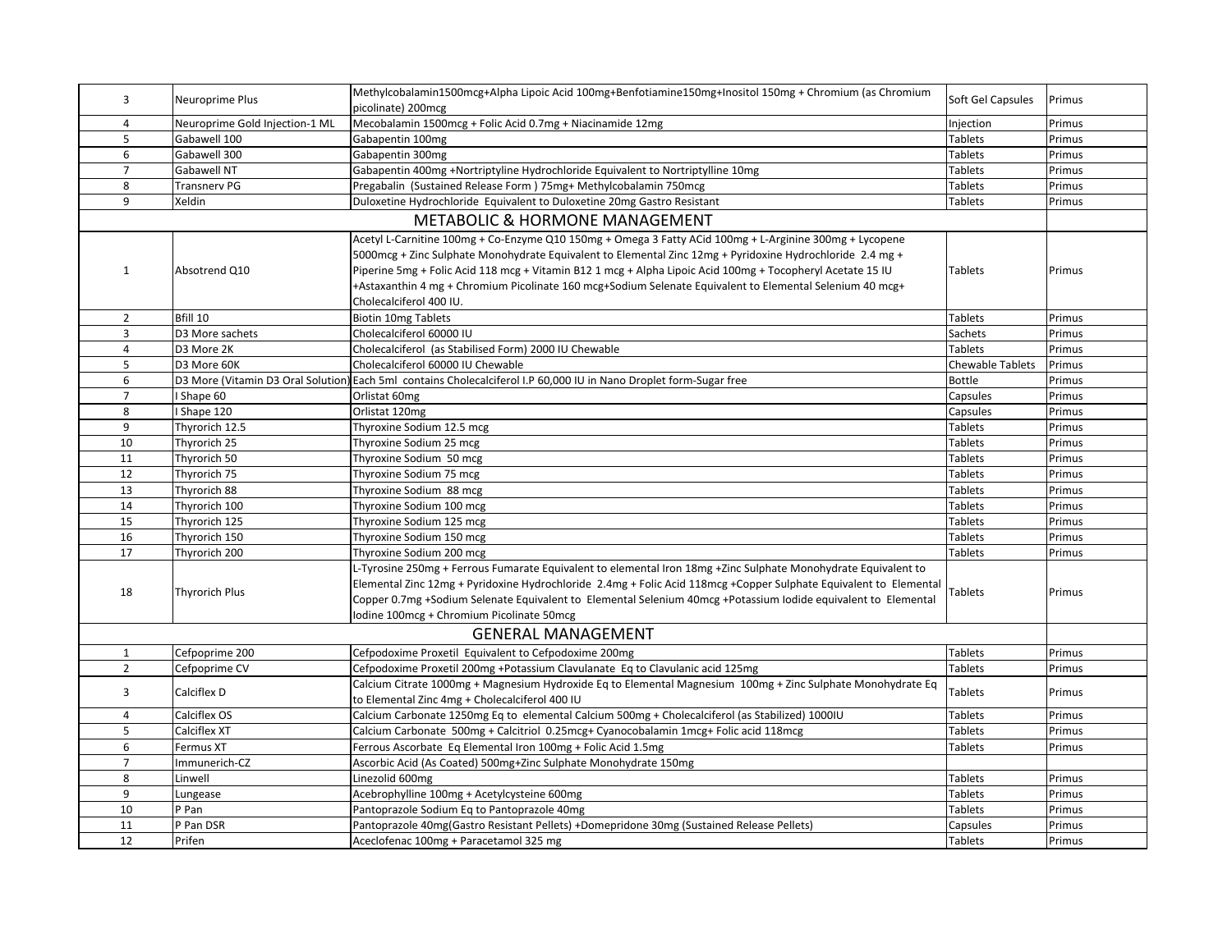| | | | | |
|---|---|---|---|---|
| 3 | Neuroprime Plus | Methylcobalamin1500mcg+Alpha Lipoic Acid 100mg+Benfotiamine150mg+Inositol 150mg + Chromium (as Chromium picolinate) 200mcg | Soft Gel Capsules | Primus |
| 4 | Neuroprime Gold Injection-1 ML | Mecobalamin 1500mcg + Folic Acid 0.7mg + Niacinamide 12mg | Injection | Primus |
| 5 | Gabawell 100 | Gabapentin 100mg | Tablets | Primus |
| 6 | Gabawell 300 | Gabapentin 300mg | Tablets | Primus |
| 7 | Gabawell NT | Gabapentin 400mg +Nortriptyline Hydrochloride Equivalent to Nortriptylline 10mg | Tablets | Primus |
| 8 | Transnerv PG | Pregabalin (Sustained Release Form ) 75mg+ Methylcobalamin 750mcg | Tablets | Primus |
| 9 | Xeldin | Duloxetine Hydrochloride Equivalent to Duloxetine 20mg Gastro Resistant | Tablets | Primus |
| | | **METABOLIC & HORMONE MANAGEMENT** | | |
| 1 | Absotrend Q10 | Acetyl L-Carnitine 100mg + Co-Enzyme Q10 150mg + Omega 3 Fatty ACid 100mg + L-Arginine 300mg + Lycopene 5000mcg + Zinc Sulphate Monohydrate Equivalent to Elemental Zinc 12mg + Pyridoxine Hydrochloride 2.4 mg + Piperine 5mg + Folic Acid 118 mcg + Vitamin B12 1 mcg + Alpha Lipoic Acid 100mg + Tocopheryl Acetate 15 IU +Astaxanthin 4 mg + Chromium Picolinate 160 mcg+Sodium Selenate Equivalent to Elemental Selenium 40 mcg+ Cholecalciferol 400 IU. | Tablets | Primus |
| 2 | Bfill 10 | Biotin 10mg Tablets | Tablets | Primus |
| 3 | D3 More sachets | Cholecalciferol 60000 IU | Sachets | Primus |
| 4 | D3 More 2K | Cholecalciferol (as Stabilised Form) 2000 IU Chewable | Tablets | Primus |
| 5 | D3 More 60K | Cholecalciferol 60000 IU Chewable | Chewable Tablets | Primus |
| 6 | D3 More (Vitamin D3 Oral Solution) | Each 5ml contains Cholecalciferol I.P 60,000 IU in Nano Droplet form-Sugar free | Bottle | Primus |
| 7 | I Shape 60 | Orlistat 60mg | Capsules | Primus |
| 8 | I Shape 120 | Orlistat 120mg | Capsules | Primus |
| 9 | Thyrorich 12.5 | Thyroxine Sodium 12.5 mcg | Tablets | Primus |
| 10 | Thyrorich 25 | Thyroxine Sodium 25 mcg | Tablets | Primus |
| 11 | Thyrorich 50 | Thyroxine Sodium 50 mcg | Tablets | Primus |
| 12 | Thyrorich 75 | Thyroxine Sodium 75 mcg | Tablets | Primus |
| 13 | Thyrorich 88 | Thyroxine Sodium 88 mcg | Tablets | Primus |
| 14 | Thyrorich 100 | Thyroxine Sodium 100 mcg | Tablets | Primus |
| 15 | Thyrorich 125 | Thyroxine Sodium 125 mcg | Tablets | Primus |
| 16 | Thyrorich 150 | Thyroxine Sodium 150 mcg | Tablets | Primus |
| 17 | Thyrorich 200 | Thyroxine Sodium 200 mcg | Tablets | Primus |
| 18 | Thyrorich Plus | L-Tyrosine 250mg + Ferrous Fumarate Equivalent to elemental Iron 18mg +Zinc Sulphate Monohydrate Equivalent to Elemental Zinc 12mg + Pyridoxine Hydrochloride 2.4mg + Folic Acid 118mcg +Copper Sulphate Equivalent to Elemental Copper 0.7mg +Sodium Selenate Equivalent to Elemental Selenium 40mcg +Potassium Iodide equivalent to Elemental Iodine 100mcg + Chromium Picolinate 50mcg | Tablets | Primus |
| | | **GENERAL MANAGEMENT** | | |
| 1 | Cefpoprime 200 | Cefpodoxime Proxetil Equivalent to Cefpodoxime 200mg | Tablets | Primus |
| 2 | Cefpoprime CV | Cefpodoxime Proxetil 200mg +Potassium Clavulanate Eq to Clavulanic acid 125mg | Tablets | Primus |
| 3 | Calciflex D | Calcium Citrate 1000mg + Magnesium Hydroxide Eq to Elemental Magnesium 100mg + Zinc Sulphate Monohydrate Eq to Elemental Zinc 4mg + Cholecalciferol 400 IU | Tablets | Primus |
| 4 | Calciflex OS | Calcium Carbonate 1250mg Eq to elemental Calcium 500mg + Cholecalciferol (as Stabilized) 1000IU | Tablets | Primus |
| 5 | Calciflex XT | Calcium Carbonate 500mg + Calcitriol 0.25mcg+ Cyanocobalamin 1mcg+ Folic acid 118mcg | Tablets | Primus |
| 6 | Fermus XT | Ferrous Ascorbate Eq Elemental Iron 100mg + Folic Acid 1.5mg | Tablets | Primus |
| 7 | Immunerich-CZ | Ascorbic Acid (As Coated) 500mg+Zinc Sulphate Monohydrate 150mg | | |
| 8 | Linwell | Linezolid 600mg | Tablets | Primus |
| 9 | Lungease | Acebrophylline 100mg + Acetylcysteine 600mg | Tablets | Primus |
| 10 | P Pan | Pantoprazole Sodium Eq to Pantoprazole 40mg | Tablets | Primus |
| 11 | P Pan DSR | Pantoprazole 40mg(Gastro Resistant Pellets) +Domepridone 30mg (Sustained Release Pellets) | Capsules | Primus |
| 12 | Prifen | Aceclofenac 100mg + Paracetamol 325 mg | Tablets | Primus |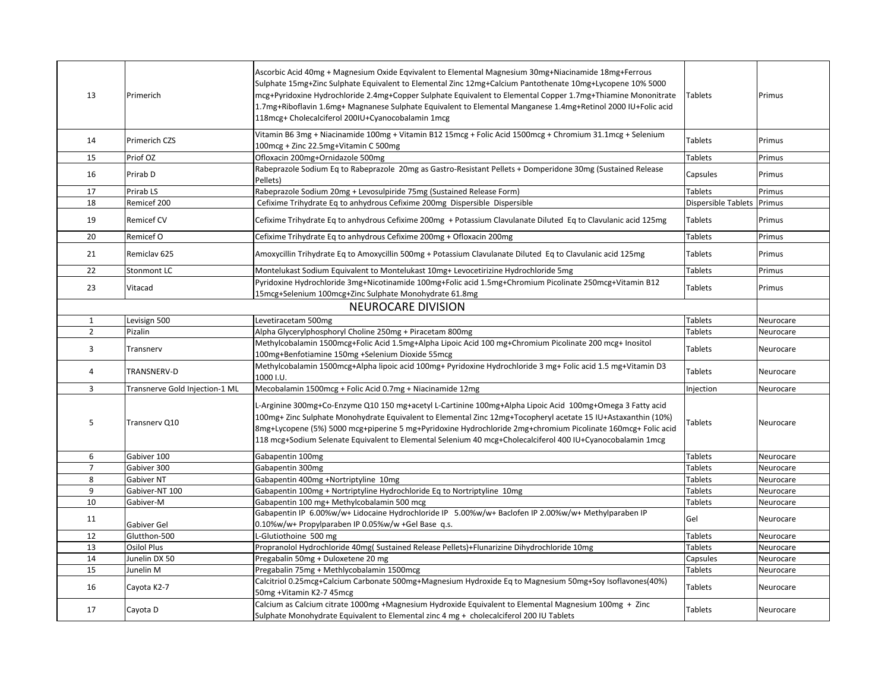| | | | | |
|---|---|---|---|---|
| 13 | Primerich | Ascorbic Acid 40mg + Magnesium Oxide Eqvivalent to Elemental Magnesium 30mg+Niacinamide 18mg+Ferrous Sulphate 15mg+Zinc Sulphate Equivalent to Elemental Zinc 12mg+Calcium Pantothenate 10mg+Lycopene 10% 5000 mcg+Pyridoxine Hydrochloride 2.4mg+Copper Sulphate Equivalent to Elemental Copper 1.7mg+Thiamine Mononitrate 1.7mg+Riboflavin 1.6mg+ Magnanese Sulphate Equivalent to Elemental Manganese 1.4mg+Retinol 2000 IU+Folic acid 118mcg+ Cholecalciferol 200IU+Cyanocobalamin 1mcg | Tablets | Primus |
| 14 | Primerich CZS | Vitamin B6 3mg + Niacinamide 100mg + Vitamin B12 15mcg + Folic Acid 1500mcg + Chromium 31.1mcg + Selenium 100mcg + Zinc 22.5mg+Vitamin C 500mg | Tablets | Primus |
| 15 | Priof OZ | Ofloxacin 200mg+Ornidazole 500mg | Tablets | Primus |
| 16 | Prirab D | Rabeprazole Sodium Eq to Rabeprazole 20mg as Gastro-Resistant Pellets + Domperidone 30mg (Sustained Release Pellets) | Capsules | Primus |
| 17 | Prirab LS | Rabeprazole Sodium 20mg + Levosulpiride 75mg (Sustained Release Form) | Tablets | Primus |
| 18 | Remicef 200 | Cefixime Trihydrate Eq to anhydrous Cefixime 200mg Dispersible Dispersible | Dispersible Tablets | Primus |
| 19 | Remicef CV | Cefixime Trihydrate Eq to anhydrous Cefixime 200mg + Potassium Clavulanate Diluted Eq to Clavulanic acid 125mg | Tablets | Primus |
| 20 | Remicef O | Cefixime Trihydrate Eq to anhydrous Cefixime 200mg + Ofloxacin 200mg | Tablets | Primus |
| 21 | Remiclav 625 | Amoxycillin Trihydrate Eq to Amoxycillin 500mg + Potassium Clavulanate Diluted Eq to Clavulanic acid 125mg | Tablets | Primus |
| 22 | Stonmont LC | Montelukast Sodium Equivalent to Montelukast 10mg+ Levocetirizine Hydrochloride 5mg | Tablets | Primus |
| 23 | Vitacad | Pyridoxine Hydrochloride 3mg+Nicotinamide 100mg+Folic acid 1.5mg+Chromium Picolinate 250mcg+Vitamin B12 15mcg+Selenium 100mcg+Zinc Sulphate Monohydrate 61.8mg | Tablets | Primus |
| | | **NEUROCARE DIVISION** | | |
| 1 | Levisign 500 | Levetiracetam 500mg | Tablets | Neurocare |
| 2 | Pizalin | Alpha Glycerylphosphoryl Choline 250mg + Piracetam 800mg | Tablets | Neurocare |
| 3 | Transnerv | Methylcobalamin 1500mcg+Folic Acid 1.5mg+Alpha Lipoic Acid 100 mg+Chromium Picolinate 200 mcg+ Inositol 100mg+Benfotiamine 150mg +Selenium Dioxide 55mcg | Tablets | Neurocare |
| 4 | TRANSNERV-D | Methylcobalamin 1500mcg+Alpha lipoic acid 100mg+ Pyridoxine Hydrochloride 3 mg+ Folic acid 1.5 mg+Vitamin D3 1000 I.U. | Tablets | Neurocare |
| 3 | Transnerve Gold Injection-1 ML | Mecobalamin 1500mcg + Folic Acid 0.7mg + Niacinamide 12mg | Injection | Neurocare |
| 5 | Transnerv Q10 | L-Arginine 300mg+Co-Enzyme Q10 150 mg+acetyl L-Cartinine 100mg+Alpha Lipoic Acid 100mg+Omega 3 Fatty acid 100mg+ Zinc Sulphate Monohydrate Equivalent to Elemental Zinc 12mg+Tocopheryl acetate 15 IU+Astaxanthin (10%) 8mg+Lycopene (5%) 5000 mcg+piperine 5 mg+Pyridoxine Hydrochloride 2mg+chromium Picolinate 160mcg+ Folic acid 118 mcg+Sodium Selenate Equivalent to Elemental Selenium 40 mcg+Cholecalciferol 400 IU+Cyanocobalamin 1mcg | Tablets | Neurocare |
| 6 | Gabiver 100 | Gabapentin 100mg | Tablets | Neurocare |
| 7 | Gabiver 300 | Gabapentin 300mg | Tablets | Neurocare |
| 8 | Gabiver NT | Gabapentin 400mg +Nortriptyline 10mg | Tablets | Neurocare |
| 9 | Gabiver-NT 100 | Gabapentin 100mg + Nortriptyline Hydrochloride Eq to Nortriptyline 10mg | Tablets | Neurocare |
| 10 | Gabiver-M | Gabapentin 100 mg+ Methylcobalamin 500 mcg | Tablets | Neurocare |
| 11 | Gabiver Gel | Gabapentin IP 6.00%w/w+ Lidocaine Hydrochloride IP 5.00%w/w+ Baclofen IP 2.00%w/w+ Methylparaben IP 0.10%w/w+ Propylparaben IP 0.05%w/w +Gel Base q.s. | Gel | Neurocare |
| 12 | Glutthon-500 | L-Glutiothoine 500 mg | Tablets | Neurocare |
| 13 | Osilol Plus | Propranolol Hydrochloride 40mg( Sustained Release Pellets)+Flunarizine Dihydrochloride 10mg | Tablets | Neurocare |
| 14 | Junelin DX 50 | Pregabalin 50mg + Duloxetene 20 mg | Capsules | Neurocare |
| 15 | Junelin M | Pregabalin 75mg + Methlycobalamin 1500mcg | Tablets | Neurocare |
| 16 | Cayota K2-7 | Calcitriol 0.25mcg+Calcium Carbonate 500mg+Magnesium Hydroxide Eq to Magnesium 50mg+Soy Isoflavones(40%) 50mg +Vitamin K2-7 45mcg | Tablets | Neurocare |
| 17 | Cayota D | Calcium as Calcium citrate 1000mg +Magnesium Hydroxide Equivalent to Elemental Magnesium 100mg + Zinc Sulphate Monohydrate Equivalent to Elemental zinc 4 mg + cholecalciferol 200 IU Tablets | Tablets | Neurocare |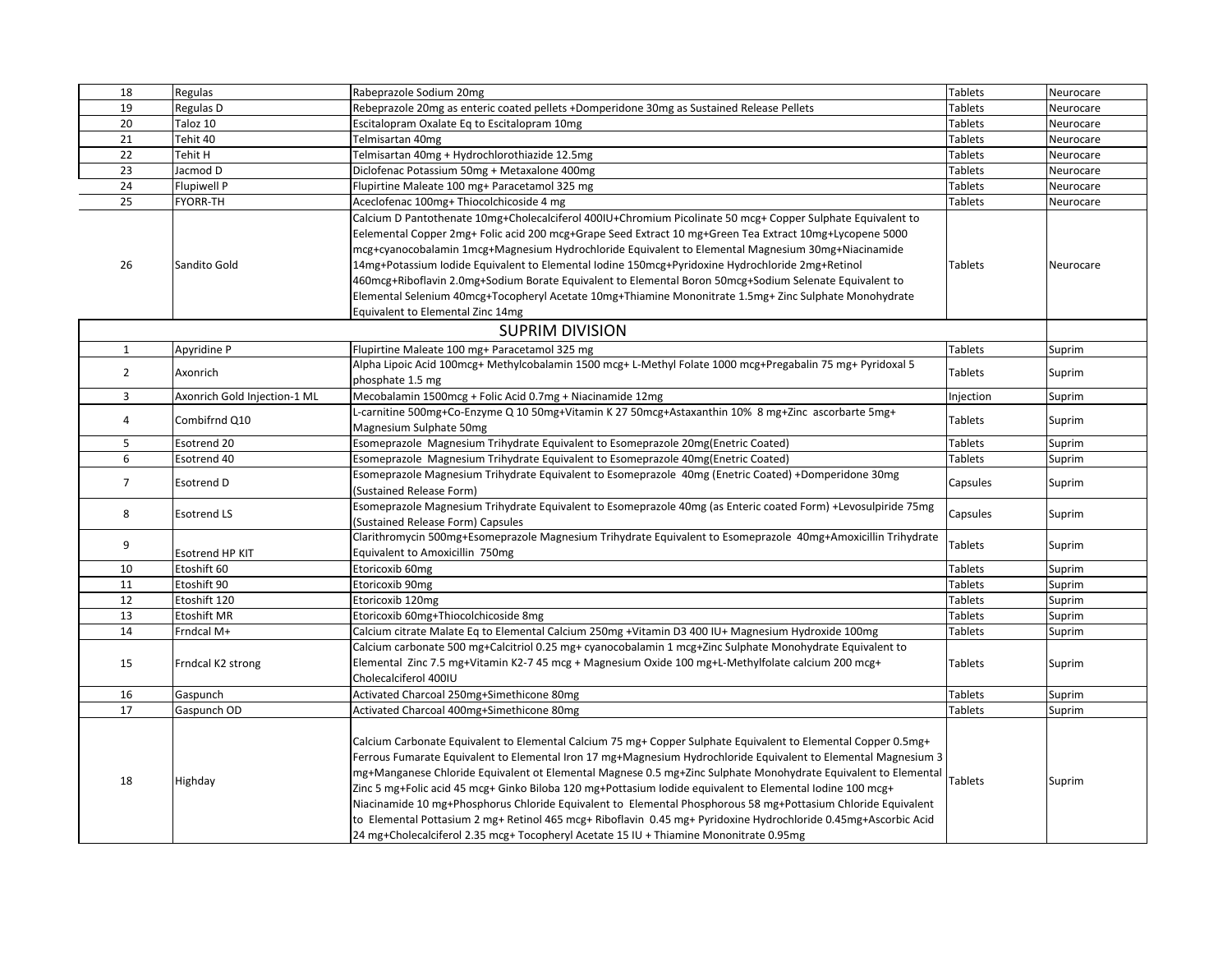| | | | | |
|---|---|---|---|---|
| 18 | Regulas | Rabeprazole Sodium 20mg | Tablets | Neurocare |
| 19 | Regulas D | Rebeprazole 20mg as enteric coated pellets +Domperidone 30mg as Sustained Release Pellets | Tablets | Neurocare |
| 20 | Taloz 10 | Escitalopram Oxalate Eq to Escitalopram 10mg | Tablets | Neurocare |
| 21 | Tehit 40 | Telmisartan 40mg | Tablets | Neurocare |
| 22 | Tehit H | Telmisartan 40mg + Hydrochlorothiazide 12.5mg | Tablets | Neurocare |
| 23 | Jacmod D | Diclofenac Potassium 50mg + Metaxalone 400mg | Tablets | Neurocare |
| 24 | Flupiwell P | Flupirtine Maleate 100 mg+ Paracetamol 325 mg | Tablets | Neurocare |
| 25 | FYORR-TH | Aceclofenac 100mg+ Thiocolchicoside 4 mg | Tablets | Neurocare |
| 26 | Sandito Gold | Calcium D Pantothenate 10mg+Cholecalciferol 400IU+Chromium Picolinate 50 mcg+ Copper Sulphate Equivalent to Eelemental Copper 2mg+ Folic acid 200 mcg+Grape Seed Extract 10 mg+Green Tea Extract 10mg+Lycopene 5000 mcg+cyanocobalamin 1mcg+Magnesium Hydrochloride Equivalent to Elemental Magnesium 30mg+Niacinamide 14mg+Potassium Iodide Equivalent to Elemental Iodine 150mcg+Pyridoxine Hydrochloride 2mg+Retinol 460mcg+Riboflavin 2.0mg+Sodium Borate Equivalent to Elemental Boron 50mcg+Sodium Selenate Equivalent to Elemental Selenium 40mcg+Tocopheryl Acetate 10mg+Thiamine Mononitrate 1.5mg+ Zinc Sulphate Monohydrate Equivalent to Elemental Zinc 14mg | Tablets | Neurocare |
| | | **SUPRIM DIVISION** | | |
| 1 | Apyridine P | Flupirtine Maleate 100 mg+ Paracetamol 325 mg | Tablets | Suprim |
| 2 | Axonrich | Alpha Lipoic Acid 100mcg+ Methylcobalamin 1500 mcg+ L-Methyl Folate 1000 mcg+Pregabalin 75 mg+ Pyridoxal 5 phosphate 1.5 mg | Tablets | Suprim |
| 3 | Axonrich Gold Injection-1 ML | Mecobalamin 1500mcg + Folic Acid 0.7mg + Niacinamide 12mg | Injection | Suprim |
| 4 | Combifrnd Q10 | L-carnitine 500mg+Co-Enzyme Q 10 50mg+Vitamin K 27 50mcg+Astaxanthin 10% 8 mg+Zinc ascorbarte 5mg+ Magnesium Sulphate 50mg | Tablets | Suprim |
| 5 | Esotrend 20 | Esomeprazole Magnesium Trihydrate Equivalent to Esomeprazole 20mg(Enetric Coated) | Tablets | Suprim |
| 6 | Esotrend 40 | Esomeprazole Magnesium Trihydrate Equivalent to Esomeprazole 40mg(Enetric Coated) | Tablets | Suprim |
| 7 | Esotrend D | Esomeprazole Magnesium Trihydrate Equivalent to Esomeprazole 40mg (Enetric Coated) +Domperidone 30mg (Sustained Release Form) | Capsules | Suprim |
| 8 | Esotrend LS | Esomeprazole Magnesium Trihydrate Equivalent to Esomeprazole 40mg (as Enteric coated Form) +Levosulpiride 75mg (Sustained Release Form) Capsules | Capsules | Suprim |
| 9 | Esotrend HP KIT | Clarithromycin 500mg+Esomeprazole Magnesium Trihydrate Equivalent to Esomeprazole 40mg+Amoxicillin Trihydrate Equivalent to Amoxicillin 750mg | Tablets | Suprim |
| 10 | Etoshift 60 | Etoricoxib 60mg | Tablets | Suprim |
| 11 | Etoshift 90 | Etoricoxib 90mg | Tablets | Suprim |
| 12 | Etoshift 120 | Etoricoxib 120mg | Tablets | Suprim |
| 13 | Etoshift MR | Etoricoxib 60mg+Thiocolchicoside 8mg | Tablets | Suprim |
| 14 | Frndcal M+ | Calcium citrate Malate Eq to Elemental Calcium 250mg +Vitamin D3 400 IU+ Magnesium Hydroxide 100mg | Tablets | Suprim |
| 15 | Frndcal K2 strong | Calcium carbonate 500 mg+Calcitriol 0.25 mg+ cyanocobalamin 1 mcg+Zinc Sulphate Monohydrate Equivalent to Elemental Zinc 7.5 mg+Vitamin K2-7 45 mcg + Magnesium Oxide 100 mg+L-Methylfolate calcium 200 mcg+ Cholecalciferol 400IU | Tablets | Suprim |
| 16 | Gaspunch | Activated Charcoal 250mg+Simethicone 80mg | Tablets | Suprim |
| 17 | Gaspunch OD | Activated Charcoal 400mg+Simethicone 80mg | Tablets | Suprim |
| 18 | Highday | Calcium Carbonate Equivalent to Elemental Calcium 75 mg+ Copper Sulphate Equivalent to Elemental Copper 0.5mg+ Ferrous Fumarate Equivalent to Elemental Iron 17 mg+Magnesium Hydrochloride Equivalent to Elemental Magnesium 3 mg+Manganese Chloride Equivalent ot Elemental Magnese 0.5 mg+Zinc Sulphate Monohydrate Equivalent to Elemental Zinc 5 mg+Folic acid 45 mcg+ Ginko Biloba 120 mg+Pottasium Iodide equivalent to Elemental Iodine 100 mcg+ Niacinamide 10 mg+Phosphorus Chloride Equivalent to Elemental Phosphorous 58 mg+Pottasium Chloride Equivalent to Elemental Pottasium 2 mg+ Retinol 465 mcg+ Riboflavin 0.45 mg+ Pyridoxine Hydrochloride 0.45mg+Ascorbic Acid 24 mg+Cholecalciferol 2.35 mcg+ Tocopheryl Acetate 15 IU + Thiamine Mononitrate 0.95mg | Tablets | Suprim |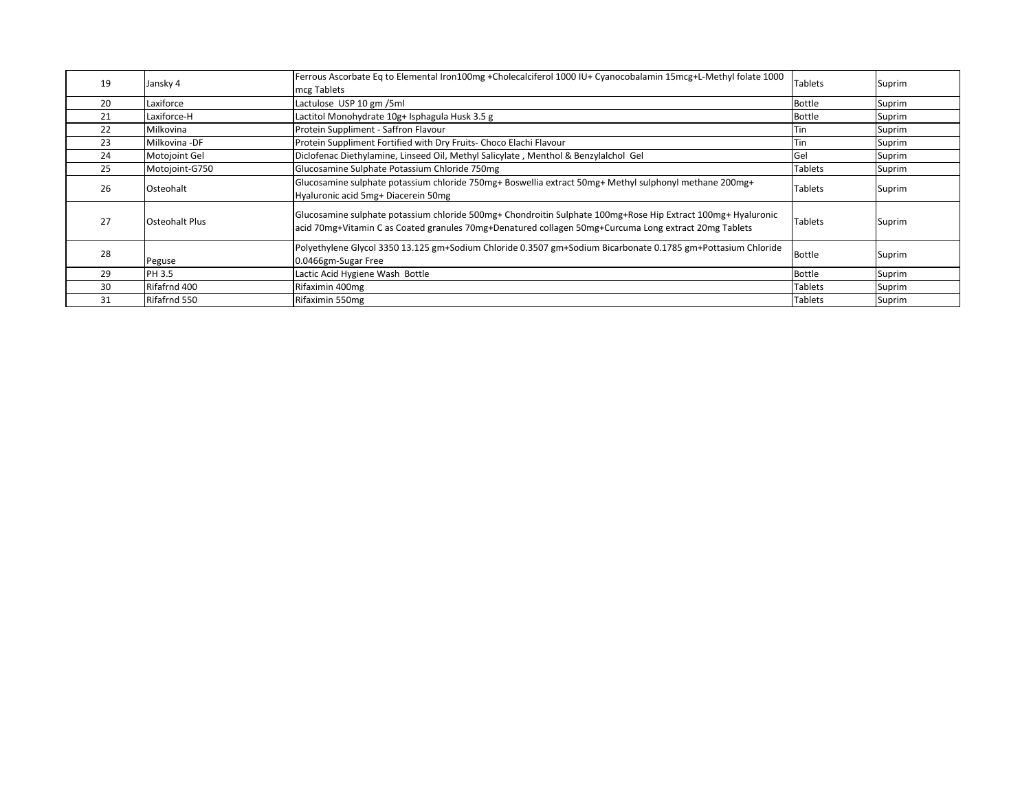| | | | | |
|---|---|---|---|---|
| 19 | Jansky 4 | Ferrous Ascorbate Eq to Elemental Iron100mg +Cholecalciferol 1000 IU+ Cyanocobalamin 15mcg+L-Methyl folate 1000 mcg Tablets | Tablets | Suprim |
| 20 | Laxiforce | Lactulose USP 10 gm /5ml | Bottle | Suprim |
| 21 | Laxiforce-H | Lactitol Monohydrate 10g+ Isphagula Husk 3.5 g | Bottle | Suprim |
| 22 | Milkovina | Protein Suppliment - Saffron Flavour | Tin | Suprim |
| 23 | Milkovina -DF | Protein Suppliment Fortified with Dry Fruits- Choco Elachi Flavour | Tin | Suprim |
| 24 | Motojoint Gel | Diclofenac Diethylamine, Linseed Oil, Methyl Salicylate , Menthol & Benzylalchol Gel | Gel | Suprim |
| 25 | Motojoint-G750 | Glucosamine Sulphate Potassium Chloride 750mg | Tablets | Suprim |
| 26 | Osteohalt | Glucosamine sulphate potassium chloride 750mg+ Boswellia extract 50mg+ Methyl sulphonyl methane 200mg+ Hyaluronic acid 5mg+ Diacerein 50mg | Tablets | Suprim |
| 27 | Osteohalt Plus | Glucosamine sulphate potassium chloride 500mg+ Chondroitin Sulphate 100mg+Rose Hip Extract 100mg+ Hyaluronic acid 70mg+Vitamin C as Coated granules 70mg+Denatured collagen 50mg+Curcuma Long extract 20mg Tablets | Tablets | Suprim |
| 28 | Peguse | Polyethylene Glycol 3350 13.125 gm+Sodium Chloride 0.3507 gm+Sodium Bicarbonate 0.1785 gm+Pottasium Chloride 0.0466gm-Sugar Free | Bottle | Suprim |
| 29 | PH 3.5 | Lactic Acid Hygiene Wash Bottle | Bottle | Suprim |
| 30 | Rifafrnd 400 | Rifaximin 400mg | Tablets | Suprim |
| 31 | Rifafrnd 550 | Rifaximin 550mg | Tablets | Suprim |